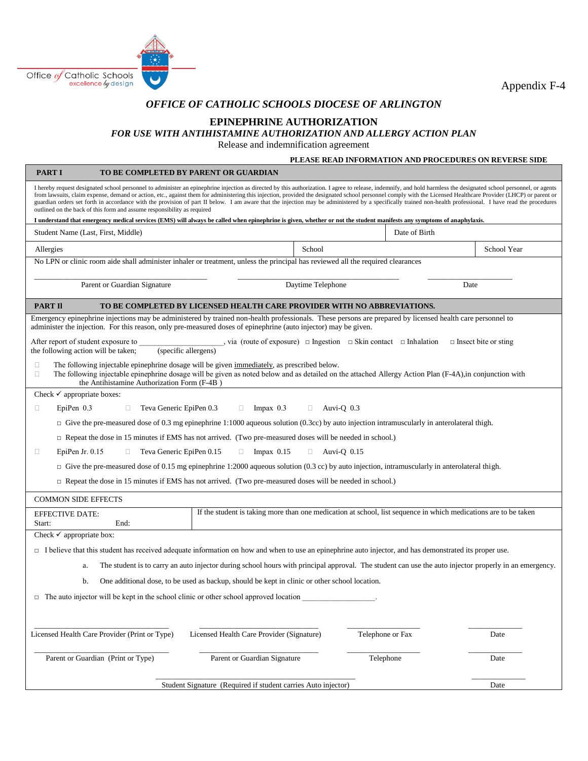Office of Catholic Schools
excellence by design

Appendix F-4

***OFFICE OF CATHOLIC SCHOOLS DIOCESE OF ARLINGTON***

## EPINEPHRINE AUTHORIZATION

***FOR USE WITH ANTIHISTAMINE AUTHORIZATION AND ALLERGY ACTION PLAN***

Release and indemnification agreement

**PLEASE READ INFORMATION AND PROCEDURES ON REVERSE SIDE**

**PART I — TO BE COMPLETED BY PARENT OR GUARDIAN**

I hereby request designated school personnel to administer an epinephrine injection as directed by this authorization. I agree to release, indemnify, and hold harmless the designated school personnel, or agents from lawsuits, claim expense, demand or action, etc., against them for administering this injection, provided the designated school personnel comply with the Licensed Healthcare Provider (LHCP) or parent or guardian orders set forth in accordance with the provision of part II below. I am aware that the injection may be administered by a specifically trained non-health professional. I have read the procedures outlined on the back of this form and assume responsibility as required

**I understand that emergency medical services (EMS) will always be called when epinephrine is given, whether or not the student manifests any symptoms of anaphylaxis.**

| Student Name (Last, First, Middle) | | Date of Birth |
|---|---|---|
| Allergies | School | School Year |

No LPN or clinic room aide shall administer inhaler or treatment, unless the principal has reviewed all the required clearances

_______________________ Parent or Guardian Signature    _______________________ Daytime Telephone    _____________ Date

**PART II — TO BE COMPLETED BY LICENSED HEALTH CARE PROVIDER WITH NO ABBREVIATIONS.**

Emergency epinephrine injections may be administered by trained non-health professionals. These persons are prepared by licensed health care personnel to administer the injection. For this reason, only pre-measured doses of epinephrine (auto injector) may be given.

After report of student exposure to ____________________ (specific allergens), via (route of exposure) ☐ Ingestion ☐ Skin contact ☐ Inhalation ☐ Insect bite or sting
the following action will be taken;

- ☐ The following injectable epinephrine dosage will be given <u>immediately</u>, as prescribed below.
- ☐ The following injectable epinephrine dosage will be given as noted below and as detailed on the attached Allergy Action Plan (F-4A),in conjunction with the Antihistamine Authorization Form (F-4B )

Check ✓ appropriate boxes:

☐ EpiPen 0.3 ☐ Teva Generic EpiPen 0.3 ☐ Impax 0.3 ☐ Auvi-Q 0.3

- ☐ Give the pre-measured dose of 0.3 mg epinephrine 1:1000 aqueous solution (0.3cc) by auto injection intramuscularly in anterolateral thigh.
- ☐ Repeat the dose in 15 minutes if EMS has not arrived. (Two pre-measured doses will be needed in school.)

☐ EpiPen Jr. 0.15 ☐ Teva Generic EpiPen 0.15 ☐ Impax 0.15 ☐ Auvi-Q 0.15

- ☐ Give the pre-measured dose of 0.15 mg epinephrine 1:2000 aqueous solution (0.3 cc) by auto injection, intramuscularly in anterolateral thigh.
- ☐ Repeat the dose in 15 minutes if EMS has not arrived. (Two pre-measured doses will be needed in school.)

COMMON SIDE EFFECTS

| EFFECTIVE DATE: Start: End: | If the student is taking more than one medication at school, list sequence in which medications are to be taken |
|---|---|

Check ✓ appropriate box:

☐ I believe that this student has received adequate information on how and when to use an epinephrine auto injector, and has demonstrated its proper use.

a. The student is to carry an auto injector during school hours with principal approval. The student can use the auto injector properly in an emergency.

b. One additional dose, to be used as backup, should be kept in clinic or other school location.

☐ The auto injector will be kept in the school clinic or other school approved location _________________.

_______________________ Licensed Health Care Provider (Print or Type)    _______________________ Licensed Health Care Provider (Signature)    _____________ Telephone or Fax    _________ Date

_______________________ Parent or Guardian (Print or Type)    _______________________ Parent or Guardian Signature    _____________ Telephone    _________ Date

_______________________ Student Signature (Required if student carries Auto injector)    _________ Date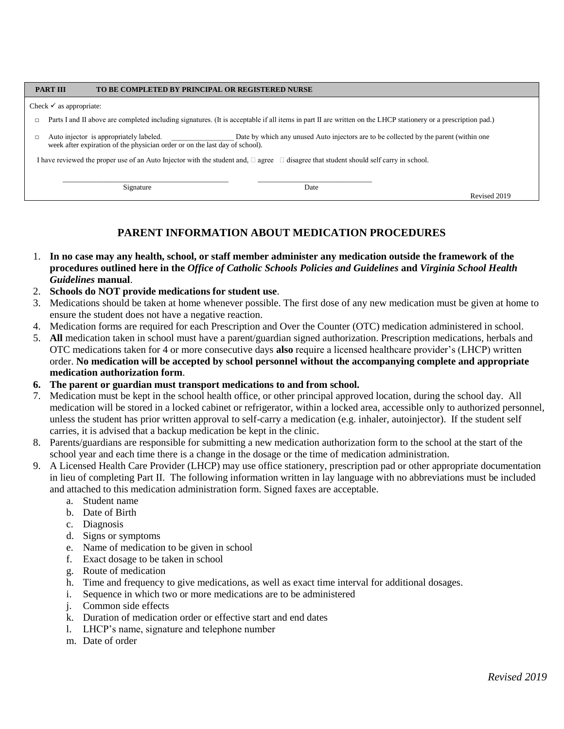**PART III TO BE COMPLETED BY PRINCIPAL OR REGISTERED NURSE**

Check ✓ as appropriate:

□ Parts I and II above are completed including signatures. (It is acceptable if all items in part II are written on the LHCP stationery or a prescription pad.)

□ Auto injector is appropriately labeled. _________________ Date by which any unused Auto injectors are to be collected by the parent (within one week after expiration of the physician order or on the last day of school).

I have reviewed the proper use of an Auto Injector with the student and, □ agree □ disagree that student should self carry in school.

_____________________________________________ ______________________________

Signature Date

Revised 2019

## PARENT INFORMATION ABOUT MEDICATION PROCEDURES

1. **In no case may any health, school, or staff member administer any medication outside the framework of the procedures outlined here in the *Office of Catholic Schools Policies and Guidelines* and *Virginia School Health Guidelines* manual**.
2. **Schools do NOT provide medications for student use**.
3. Medications should be taken at home whenever possible. The first dose of any new medication must be given at home to ensure the student does not have a negative reaction.
4. Medication forms are required for each Prescription and Over the Counter (OTC) medication administered in school.
5. **All** medication taken in school must have a parent/guardian signed authorization. Prescription medications, herbals and OTC medications taken for 4 or more consecutive days **also** require a licensed healthcare provider's (LHCP) written order. **No medication will be accepted by school personnel without the accompanying complete and appropriate medication authorization form**.
6. **The parent or guardian must transport medications to and from school.**
7. Medication must be kept in the school health office, or other principal approved location, during the school day. All medication will be stored in a locked cabinet or refrigerator, within a locked area, accessible only to authorized personnel, unless the student has prior written approval to self-carry a medication (e.g. inhaler, autoinjector). If the student self carries, it is advised that a backup medication be kept in the clinic.
8. Parents/guardians are responsible for submitting a new medication authorization form to the school at the start of the school year and each time there is a change in the dosage or the time of medication administration.
9. A Licensed Health Care Provider (LHCP) may use office stationery, prescription pad or other appropriate documentation in lieu of completing Part II. The following information written in lay language with no abbreviations must be included and attached to this medication administration form. Signed faxes are acceptable.
   a. Student name
   b. Date of Birth
   c. Diagnosis
   d. Signs or symptoms
   e. Name of medication to be given in school
   f. Exact dosage to be taken in school
   g. Route of medication
   h. Time and frequency to give medications, as well as exact time interval for additional dosages.
   i. Sequence in which two or more medications are to be administered
   j. Common side effects
   k. Duration of medication order or effective start and end dates
   l. LHCP's name, signature and telephone number
   m. Date of order

*Revised 2019*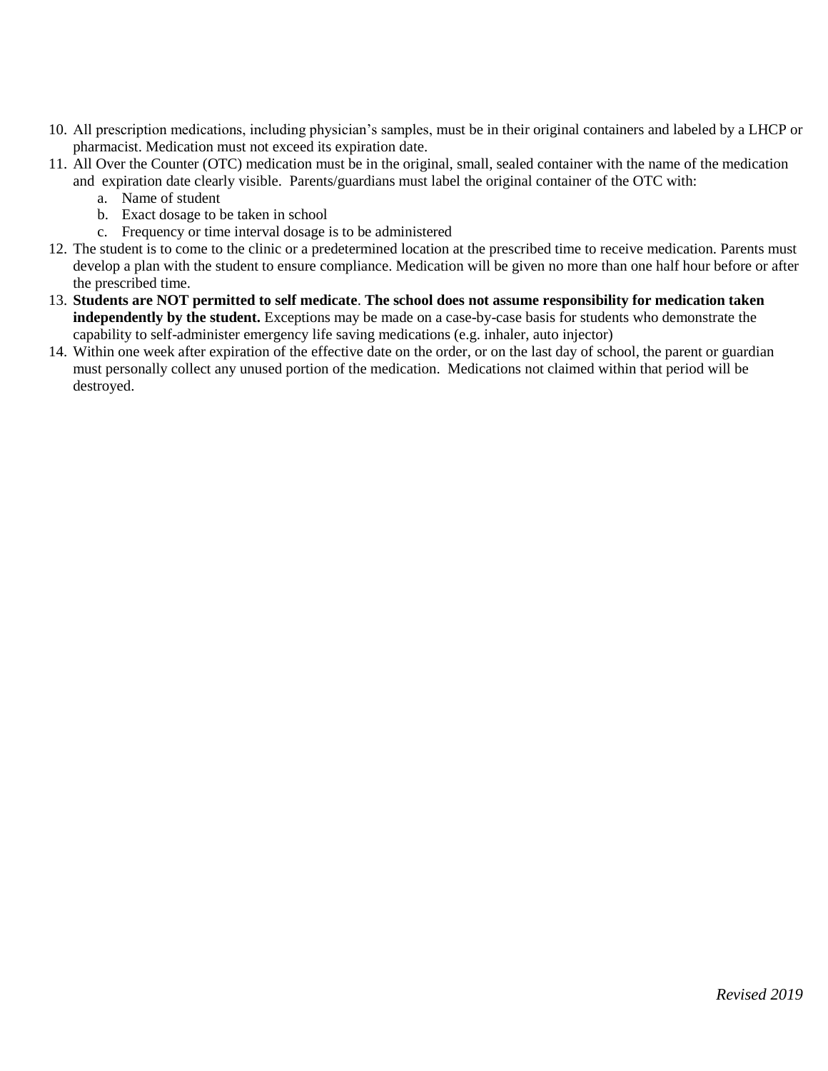10. All prescription medications, including physician's samples, must be in their original containers and labeled by a LHCP or pharmacist. Medication must not exceed its expiration date.
11. All Over the Counter (OTC) medication must be in the original, small, sealed container with the name of the medication and expiration date clearly visible. Parents/guardians must label the original container of the OTC with:
    a. Name of student
    b. Exact dosage to be taken in school
    c. Frequency or time interval dosage is to be administered
12. The student is to come to the clinic or a predetermined location at the prescribed time to receive medication. Parents must develop a plan with the student to ensure compliance. Medication will be given no more than one half hour before or after the prescribed time.
13. **Students are NOT permitted to self medicate**. **The school does not assume responsibility for medication taken independently by the student.** Exceptions may be made on a case-by-case basis for students who demonstrate the capability to self-administer emergency life saving medications (e.g. inhaler, auto injector)
14. Within one week after expiration of the effective date on the order, or on the last day of school, the parent or guardian must personally collect any unused portion of the medication. Medications not claimed within that period will be destroyed.

*Revised 2019*